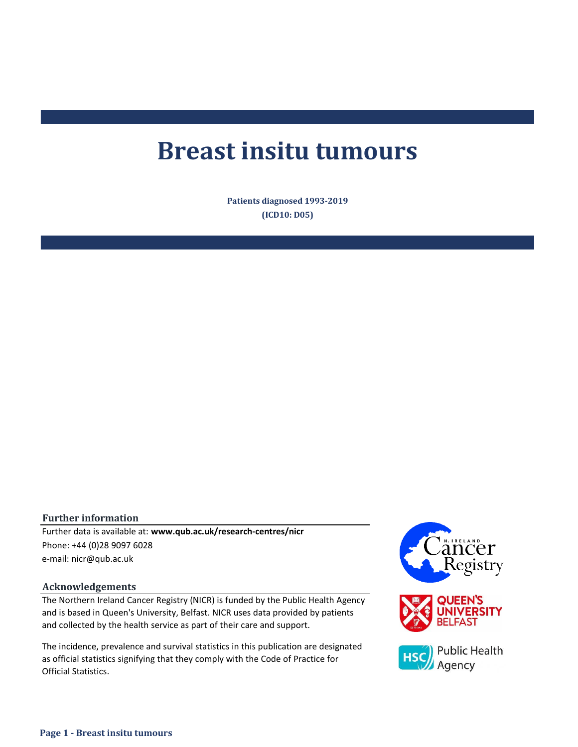# Breast insitu tumours

**Patients diagnosed 1993-2019**

**(ICD10: D05)**

## Further information

Further data is available at: **www.qub.ac.uk/research-centres/nicr**

Phone: +44 (0)28 9097 6028

e-mail: nicr@qub.ac.uk

## Acknowledgements

The Northern Ireland Cancer Registry (NICR) is funded by the Public Health Agency and is based in Queen's University, Belfast. NICR uses data provided by patients and collected by the health service as part of their care and support.

The incidence, prevalence and survival statistics in this publication are designated as official statistics signifying that they comply with the Code of Practice for Official Statistics.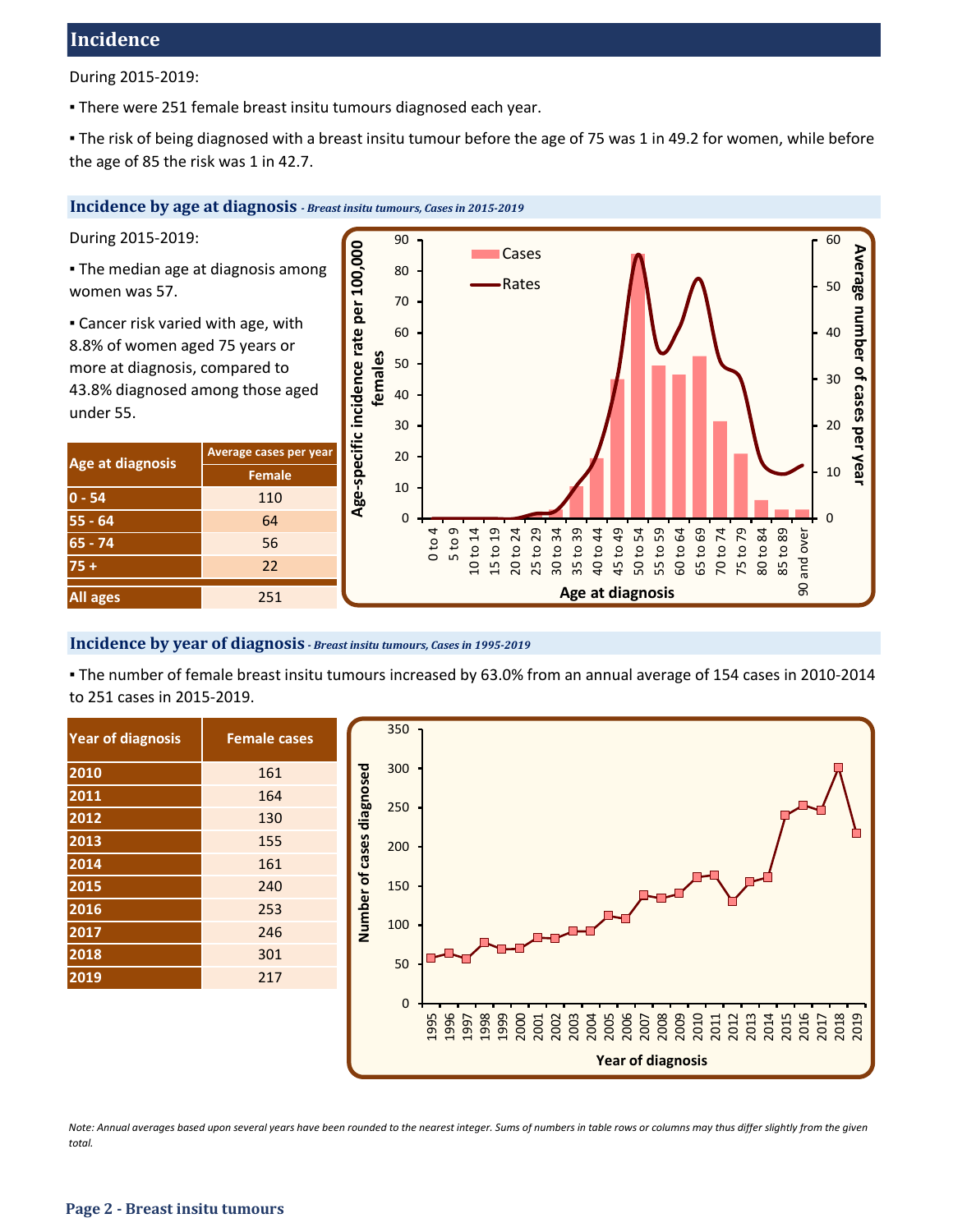## Incidence

During 2015-2019:

- There were 251 female breast insitu tumours diagnosed each year.
- The risk of being diagnosed with a breast insitu tumour before the age of 75 was 1 in 49.2 for women, while before the age of 85 the risk was 1 in 42.7.

### Incidence by age at diagnosis *- Breast insitu tumours, Cases in 2015-2019*

During 2015-2019:

- The median age at diagnosis among women was 57.
- Cancer risk varied with age, with 8.8% of women aged 75 years or more at diagnosis, compared to 43.8% diagnosed among those aged under 55.

| Age at diagnosis | Average cases per year |
|---|---|
| | Female |
| 0 - 54 | 110 |
| 55 - 64 | 64 |
| 65 - 74 | 56 |
| 75 + | 22 |
| All ages | 251 |

### Incidence by year of diagnosis *- Breast insitu tumours, Cases in 1995-2019*

- The number of female breast insitu tumours increased by 63.0% from an annual average of 154 cases in 2010-2014 to 251 cases in 2015-2019.

| Year of diagnosis | Female cases |
|---|---|
| 2010 | 161 |
| 2011 | 164 |
| 2012 | 130 |
| 2013 | 155 |
| 2014 | 161 |
| 2015 | 240 |
| 2016 | 253 |
| 2017 | 246 |
| 2018 | 301 |
| 2019 | 217 |

*Note: Annual averages based upon several years have been rounded to the nearest integer. Sums of numbers in table rows or columns may thus differ slightly from the given total.*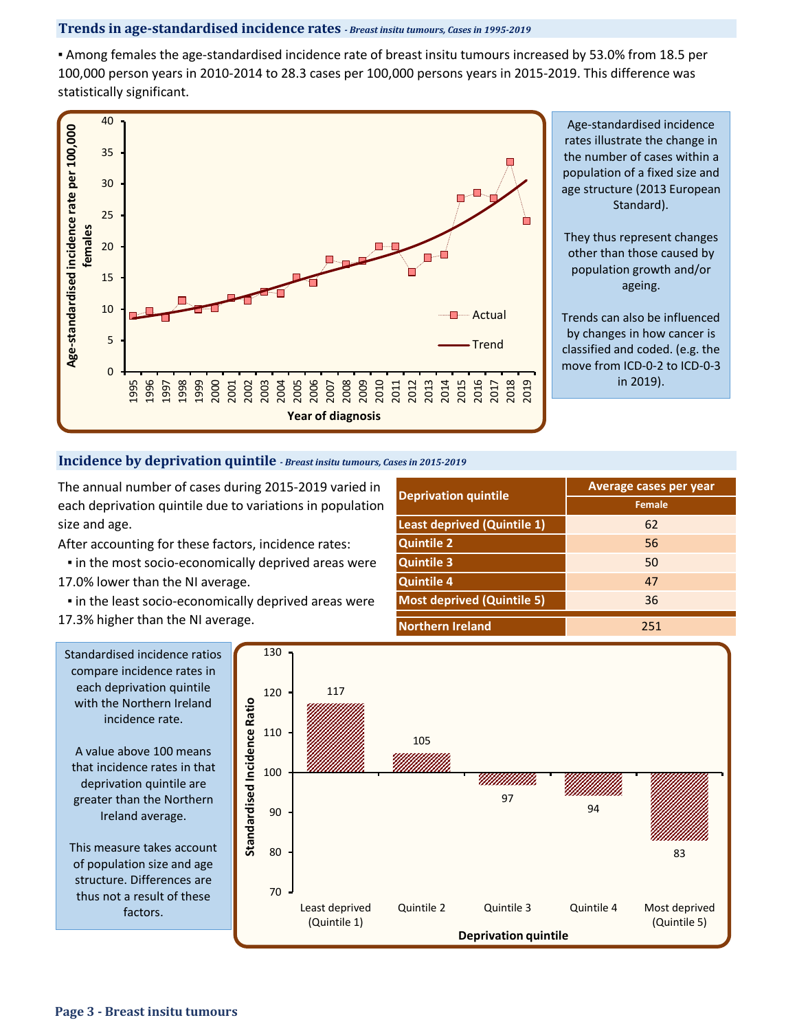## Trends in age-standardised incidence rates *- Breast insitu tumours, Cases in 1995-2019*

- Among females the age-standardised incidence rate of breast insitu tumours increased by 53.0% from 18.5 per 100,000 person years in 2010-2014 to 28.3 cases per 100,000 persons years in 2015-2019. This difference was statistically significant.

Age-standardised incidence rates illustrate the change in the number of cases within a population of a fixed size and age structure (2013 European Standard).

They thus represent changes other than those caused by population growth and/or ageing.

Trends can also be influenced by changes in how cancer is classified and coded. (e.g. the move from ICD-0-2 to ICD-0-3 in 2019).

## Incidence by deprivation quintile *- Breast insitu tumours, Cases in 2015-2019*

The annual number of cases during 2015-2019 varied in each deprivation quintile due to variations in population size and age.

After accounting for these factors, incidence rates:

- in the most socio-economically deprived areas were 17.0% lower than the NI average.
- in the least socio-economically deprived areas were 17.3% higher than the NI average.

| Deprivation quintile | Average cases per year |
|---|---|
| | Female |
| Least deprived (Quintile 1) | 62 |
| Quintile 2 | 56 |
| Quintile 3 | 50 |
| Quintile 4 | 47 |
| Most deprived (Quintile 5) | 36 |
| Northern Ireland | 251 |

Standardised incidence ratios compare incidence rates in each deprivation quintile with the Northern Ireland incidence rate.

A value above 100 means that incidence rates in that deprivation quintile are greater than the Northern Ireland average.

This measure takes account of population size and age structure. Differences are thus not a result of these factors.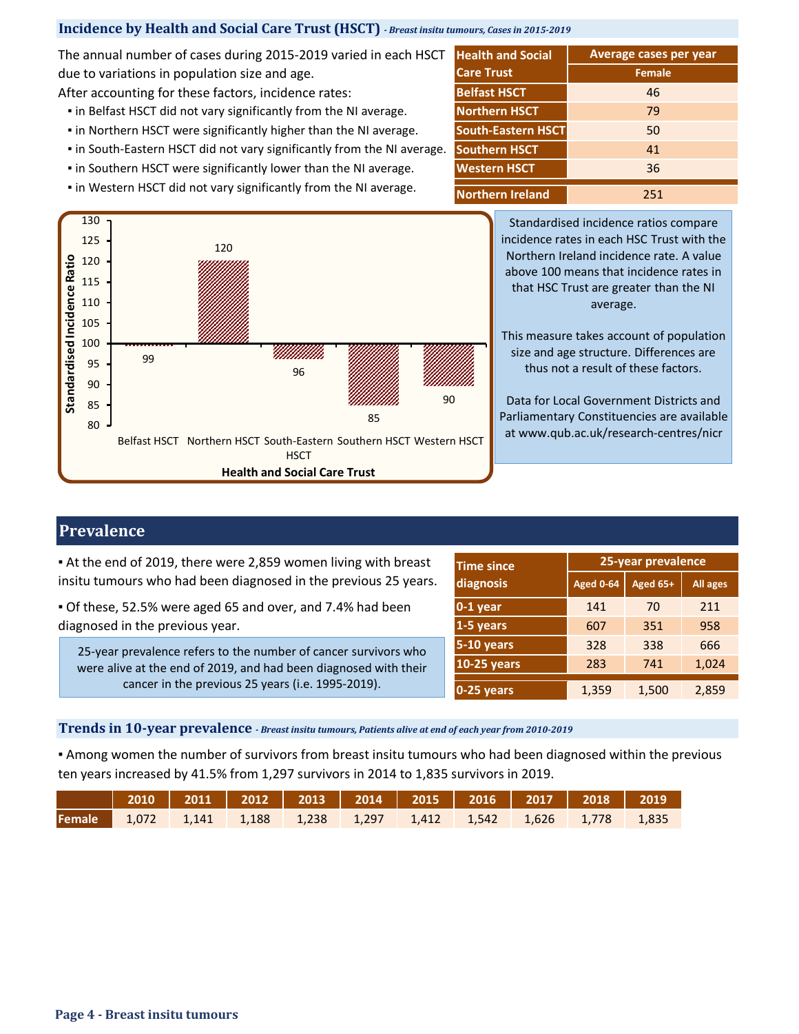## Incidence by Health and Social Care Trust (HSCT) *- Breast insitu tumours, Cases in 2015-2019*

The annual number of cases during 2015-2019 varied in each HSCT due to variations in population size and age.

After accounting for these factors, incidence rates:

- in Belfast HSCT did not vary significantly from the NI average.
- in Northern HSCT were significantly higher than the NI average.
- in South-Eastern HSCT did not vary significantly from the NI average.
- in Southern HSCT were significantly lower than the NI average.
- in Western HSCT did not vary significantly from the NI average.

| Health and Social Care Trust | Average cases per year |
|---|---|
| | Female |
| Belfast HSCT | 46 |
| Northern HSCT | 79 |
| South-Eastern HSCT | 50 |
| Southern HSCT | 41 |
| Western HSCT | 36 |
| Northern Ireland | 251 |

Standardised Incidence Ratio by Health and Social Care Trust:

| Health and Social Care Trust | Standardised Incidence Ratio |
|---|---|
| Belfast HSCT | 99 |
| Northern HSCT | 120 |
| South-Eastern HSCT | 96 |
| Southern HSCT | 85 |
| Western HSCT | 90 |

Standardised incidence ratios compare incidence rates in each HSC Trust with the Northern Ireland incidence rate. A value above 100 means that incidence rates in that HSC Trust are greater than the NI average.

This measure takes account of population size and age structure. Differences are thus not a result of these factors.

Data for Local Government Districts and Parliamentary Constituencies are available at www.qub.ac.uk/research-centres/nicr

## Prevalence

- At the end of 2019, there were 2,859 women living with breast insitu tumours who had been diagnosed in the previous 25 years.
- Of these, 52.5% were aged 65 and over, and 7.4% had been diagnosed in the previous year.

25-year prevalence refers to the number of cancer survivors who were alive at the end of 2019, and had been diagnosed with their cancer in the previous 25 years (i.e. 1995-2019).

| Time since diagnosis | 25-year prevalence | | |
|---|---|---|---|
| | Aged 0-64 | Aged 65+ | All ages |
| 0-1 year | 141 | 70 | 211 |
| 1-5 years | 607 | 351 | 958 |
| 5-10 years | 328 | 338 | 666 |
| 10-25 years | 283 | 741 | 1,024 |
| 0-25 years | 1,359 | 1,500 | 2,859 |

## Trends in 10-year prevalence *- Breast insitu tumours, Patients alive at end of each year from 2010-2019*

- Among women the number of survivors from breast insitu tumours who had been diagnosed within the previous ten years increased by 41.5% from 1,297 survivors in 2014 to 1,835 survivors in 2019.

| | 2010 | 2011 | 2012 | 2013 | 2014 | 2015 | 2016 | 2017 | 2018 | 2019 |
|---|---|---|---|---|---|---|---|---|---|---|
| Female | 1,072 | 1,141 | 1,188 | 1,238 | 1,297 | 1,412 | 1,542 | 1,626 | 1,778 | 1,835 |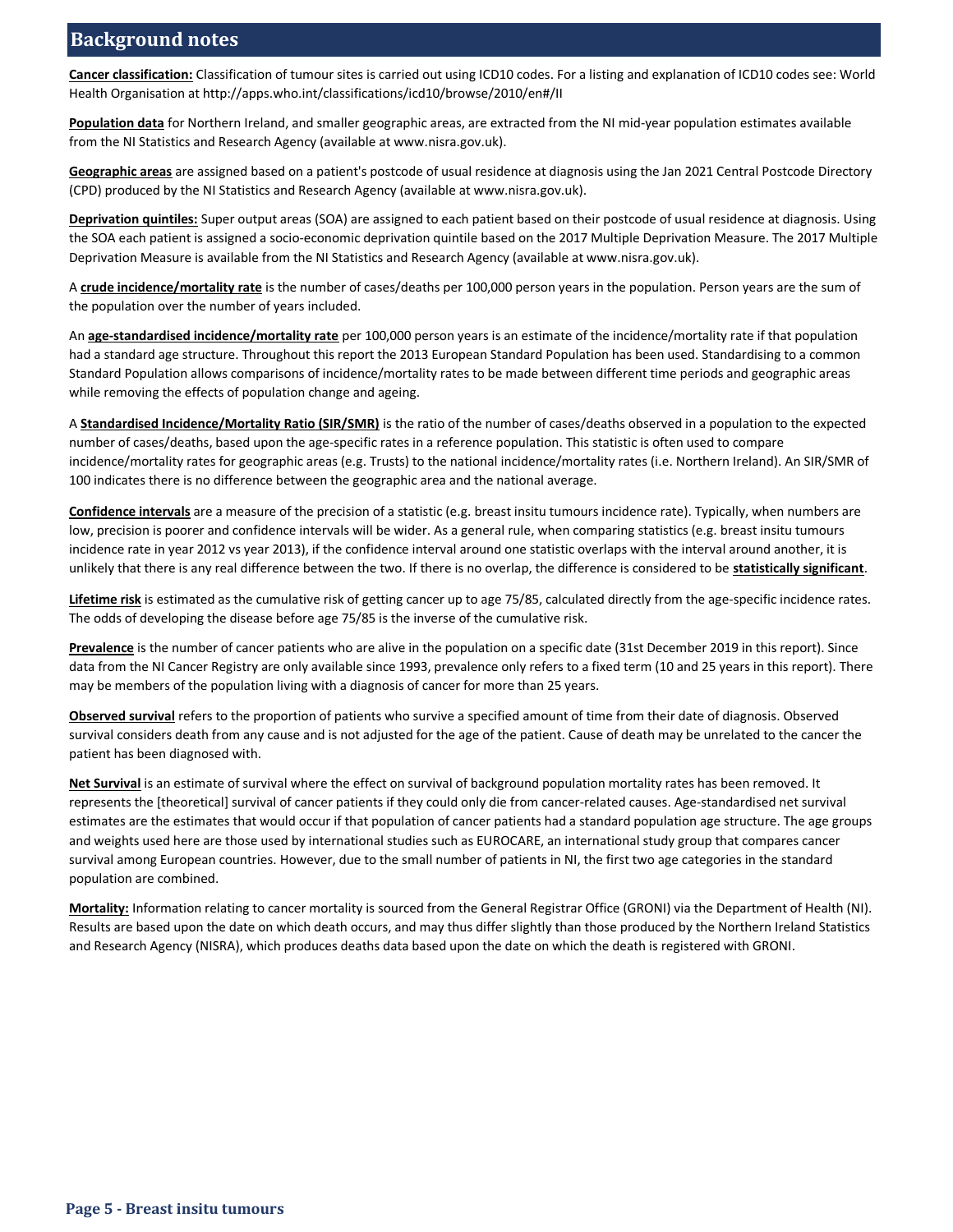## Background notes

**Cancer classification:** Classification of tumour sites is carried out using ICD10 codes. For a listing and explanation of ICD10 codes see: World Health Organisation at http://apps.who.int/classifications/icd10/browse/2010/en#/II

**Population data** for Northern Ireland, and smaller geographic areas, are extracted from the NI mid-year population estimates available from the NI Statistics and Research Agency (available at www.nisra.gov.uk).

**Geographic areas** are assigned based on a patient's postcode of usual residence at diagnosis using the Jan 2021 Central Postcode Directory (CPD) produced by the NI Statistics and Research Agency (available at www.nisra.gov.uk).

**Deprivation quintiles:** Super output areas (SOA) are assigned to each patient based on their postcode of usual residence at diagnosis. Using the SOA each patient is assigned a socio-economic deprivation quintile based on the 2017 Multiple Deprivation Measure. The 2017 Multiple Deprivation Measure is available from the NI Statistics and Research Agency (available at www.nisra.gov.uk).

A **crude incidence/mortality rate** is the number of cases/deaths per 100,000 person years in the population. Person years are the sum of the population over the number of years included.

An **age-standardised incidence/mortality rate** per 100,000 person years is an estimate of the incidence/mortality rate if that population had a standard age structure. Throughout this report the 2013 European Standard Population has been used. Standardising to a common Standard Population allows comparisons of incidence/mortality rates to be made between different time periods and geographic areas while removing the effects of population change and ageing.

A **Standardised Incidence/Mortality Ratio (SIR/SMR)** is the ratio of the number of cases/deaths observed in a population to the expected number of cases/deaths, based upon the age-specific rates in a reference population. This statistic is often used to compare incidence/mortality rates for geographic areas (e.g. Trusts) to the national incidence/mortality rates (i.e. Northern Ireland). An SIR/SMR of 100 indicates there is no difference between the geographic area and the national average.

**Confidence intervals** are a measure of the precision of a statistic (e.g. breast insitu tumours incidence rate). Typically, when numbers are low, precision is poorer and confidence intervals will be wider. As a general rule, when comparing statistics (e.g. breast insitu tumours incidence rate in year 2012 vs year 2013), if the confidence interval around one statistic overlaps with the interval around another, it is unlikely that there is any real difference between the two. If there is no overlap, the difference is considered to be **statistically significant**.

**Lifetime risk** is estimated as the cumulative risk of getting cancer up to age 75/85, calculated directly from the age-specific incidence rates. The odds of developing the disease before age 75/85 is the inverse of the cumulative risk.

**Prevalence** is the number of cancer patients who are alive in the population on a specific date (31st December 2019 in this report). Since data from the NI Cancer Registry are only available since 1993, prevalence only refers to a fixed term (10 and 25 years in this report). There may be members of the population living with a diagnosis of cancer for more than 25 years.

**Observed survival** refers to the proportion of patients who survive a specified amount of time from their date of diagnosis. Observed survival considers death from any cause and is not adjusted for the age of the patient. Cause of death may be unrelated to the cancer the patient has been diagnosed with.

**Net Survival** is an estimate of survival where the effect on survival of background population mortality rates has been removed. It represents the [theoretical] survival of cancer patients if they could only die from cancer-related causes. Age-standardised net survival estimates are the estimates that would occur if that population of cancer patients had a standard population age structure. The age groups and weights used here are those used by international studies such as EUROCARE, an international study group that compares cancer survival among European countries. However, due to the small number of patients in NI, the first two age categories in the standard population are combined.

**Mortality:** Information relating to cancer mortality is sourced from the General Registrar Office (GRONI) via the Department of Health (NI). Results are based upon the date on which death occurs, and may thus differ slightly than those produced by the Northern Ireland Statistics and Research Agency (NISRA), which produces deaths data based upon the date on which the death is registered with GRONI.